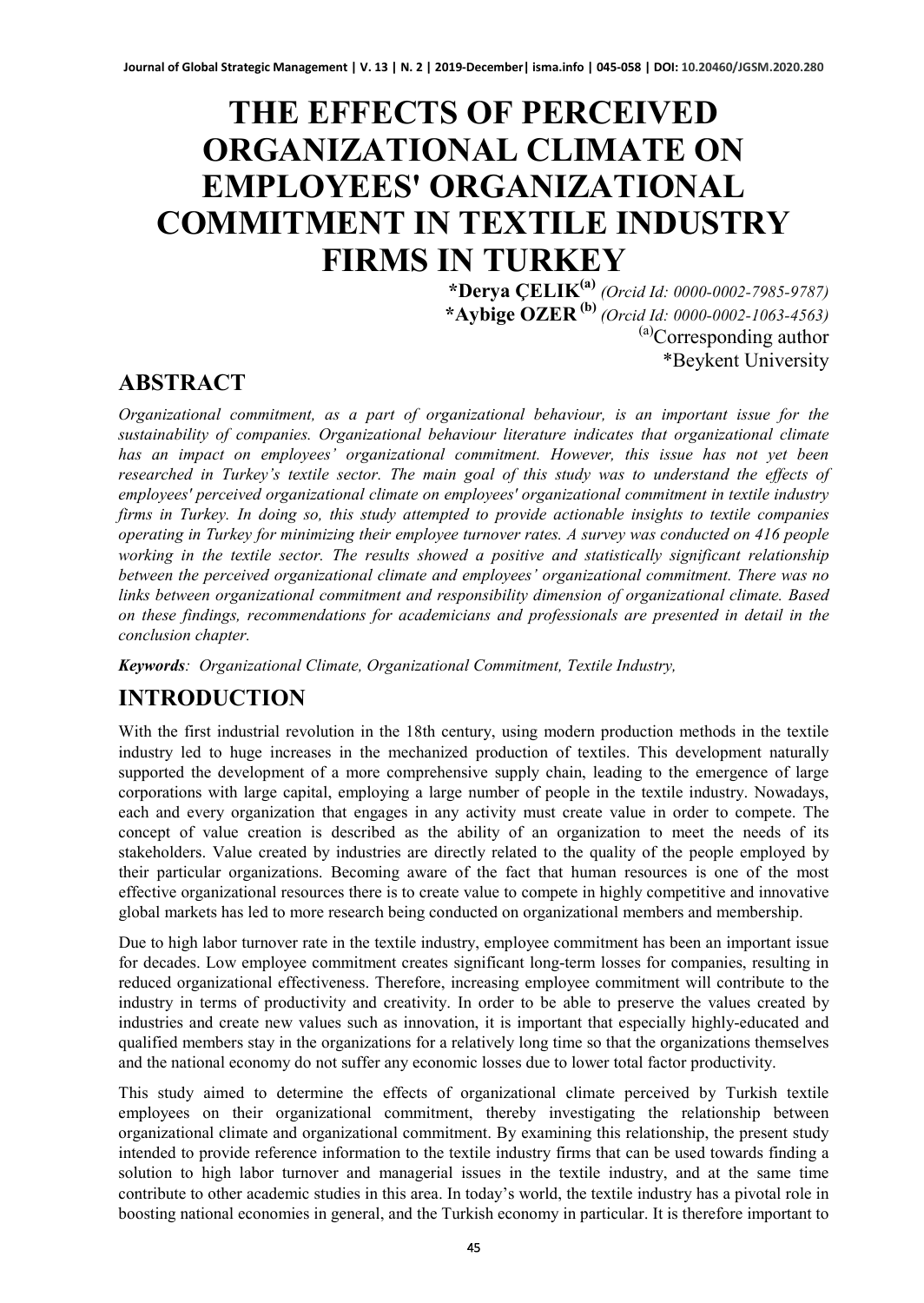# THE EFFECTS OF PERCEIVED ORGANIZATIONAL CLIMATE ON EMPLOYEES' ORGANIZATIONAL COMMITMENT IN TEXTILE INDUSTRY FIRMS IN TURKEY

**\*Derya ÇELIK[(a)]** *(Orcid Id: 0000-0002-7985-9787)*
**\*Aybige OZER[(b)]** *(Orcid Id: 0000-0002-1063-4563)*
[(a)]Corresponding author
\*Beykent University

## ABSTRACT

*Organizational commitment, as a part of organizational behaviour, is an important issue for the sustainability of companies. Organizational behaviour literature indicates that organizational climate has an impact on employees' organizational commitment. However, this issue has not yet been researched in Turkey's textile sector. The main goal of this study was to understand the effects of employees' perceived organizational climate on employees' organizational commitment in textile industry firms in Turkey. In doing so, this study attempted to provide actionable insights to textile companies operating in Turkey for minimizing their employee turnover rates. A survey was conducted on 416 people working in the textile sector. The results showed a positive and statistically significant relationship between the perceived organizational climate and employees' organizational commitment. There was no links between organizational commitment and responsibility dimension of organizational climate. Based on these findings, recommendations for academicians and professionals are presented in detail in the conclusion chapter.*

***Keywords**: Organizational Climate, Organizational Commitment, Textile Industry,*

## INTRODUCTION

With the first industrial revolution in the 18th century, using modern production methods in the textile industry led to huge increases in the mechanized production of textiles. This development naturally supported the development of a more comprehensive supply chain, leading to the emergence of large corporations with large capital, employing a large number of people in the textile industry. Nowadays, each and every organization that engages in any activity must create value in order to compete. The concept of value creation is described as the ability of an organization to meet the needs of its stakeholders. Value created by industries are directly related to the quality of the people employed by their particular organizations. Becoming aware of the fact that human resources is one of the most effective organizational resources there is to create value to compete in highly competitive and innovative global markets has led to more research being conducted on organizational members and membership.

Due to high labor turnover rate in the textile industry, employee commitment has been an important issue for decades. Low employee commitment creates significant long-term losses for companies, resulting in reduced organizational effectiveness. Therefore, increasing employee commitment will contribute to the industry in terms of productivity and creativity. In order to be able to preserve the values created by industries and create new values such as innovation, it is important that especially highly-educated and qualified members stay in the organizations for a relatively long time so that the organizations themselves and the national economy do not suffer any economic losses due to lower total factor productivity.

This study aimed to determine the effects of organizational climate perceived by Turkish textile employees on their organizational commitment, thereby investigating the relationship between organizational climate and organizational commitment. By examining this relationship, the present study intended to provide reference information to the textile industry firms that can be used towards finding a solution to high labor turnover and managerial issues in the textile industry, and at the same time contribute to other academic studies in this area. In today's world, the textile industry has a pivotal role in boosting national economies in general, and the Turkish economy in particular. It is therefore important to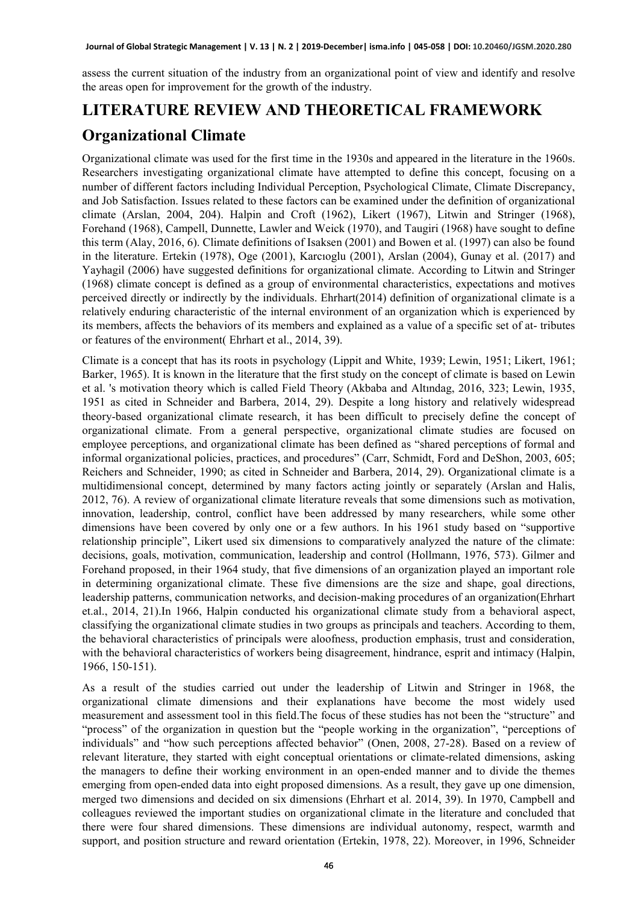assess the current situation of the industry from an organizational point of view and identify and resolve the areas open for improvement for the growth of the industry.

# LITERATURE REVIEW AND THEORETICAL FRAMEWORK

## Organizational Climate

Organizational climate was used for the first time in the 1930s and appeared in the literature in the 1960s. Researchers investigating organizational climate have attempted to define this concept, focusing on a number of different factors including Individual Perception, Psychological Climate, Climate Discrepancy, and Job Satisfaction. Issues related to these factors can be examined under the definition of organizational climate (Arslan, 2004, 204). Halpin and Croft (1962), Likert (1967), Litwin and Stringer (1968), Forehand (1968), Campell, Dunnette, Lawler and Weick (1970), and Taugiri (1968) have sought to define this term (Alay, 2016, 6). Climate definitions of Isaksen (2001) and Bowen et al. (1997) can also be found in the literature. Ertekin (1978), Oge (2001), Karcıoglu (2001), Arslan (2004), Gunay et al. (2017) and Yayhagil (2006) have suggested definitions for organizational climate. According to Litwin and Stringer (1968) climate concept is defined as a group of environmental characteristics, expectations and motives perceived directly or indirectly by the individuals. Ehrhart(2014) definition of organizational climate is a relatively enduring characteristic of the internal environment of an organization which is experienced by its members, affects the behaviors of its members and explained as a value of a specific set of at- tributes or features of the environment( Ehrhart et al., 2014, 39).

Climate is a concept that has its roots in psychology (Lippit and White, 1939; Lewin, 1951; Likert, 1961; Barker, 1965). It is known in the literature that the first study on the concept of climate is based on Lewin et al. 's motivation theory which is called Field Theory (Akbaba and Altındag, 2016, 323; Lewin, 1935, 1951 as cited in Schneider and Barbera, 2014, 29). Despite a long history and relatively widespread theory-based organizational climate research, it has been difficult to precisely define the concept of organizational climate. From a general perspective, organizational climate studies are focused on employee perceptions, and organizational climate has been defined as "shared perceptions of formal and informal organizational policies, practices, and procedures" (Carr, Schmidt, Ford and DeShon, 2003, 605; Reichers and Schneider, 1990; as cited in Schneider and Barbera, 2014, 29). Organizational climate is a multidimensional concept, determined by many factors acting jointly or separately (Arslan and Halis, 2012, 76). A review of organizational climate literature reveals that some dimensions such as motivation, innovation, leadership, control, conflict have been addressed by many researchers, while some other dimensions have been covered by only one or a few authors. In his 1961 study based on "supportive relationship principle", Likert used six dimensions to comparatively analyzed the nature of the climate: decisions, goals, motivation, communication, leadership and control (Hollmann, 1976, 573). Gilmer and Forehand proposed, in their 1964 study, that five dimensions of an organization played an important role in determining organizational climate. These five dimensions are the size and shape, goal directions, leadership patterns, communication networks, and decision-making procedures of an organization(Ehrhart et.al., 2014, 21).In 1966, Halpin conducted his organizational climate study from a behavioral aspect, classifying the organizational climate studies in two groups as principals and teachers. According to them, the behavioral characteristics of principals were aloofness, production emphasis, trust and consideration, with the behavioral characteristics of workers being disagreement, hindrance, esprit and intimacy (Halpin, 1966, 150-151).

As a result of the studies carried out under the leadership of Litwin and Stringer in 1968, the organizational climate dimensions and their explanations have become the most widely used measurement and assessment tool in this field.The focus of these studies has not been the "structure" and "process" of the organization in question but the "people working in the organization", "perceptions of individuals" and "how such perceptions affected behavior" (Onen, 2008, 27-28). Based on a review of relevant literature, they started with eight conceptual orientations or climate-related dimensions, asking the managers to define their working environment in an open-ended manner and to divide the themes emerging from open-ended data into eight proposed dimensions. As a result, they gave up one dimension, merged two dimensions and decided on six dimensions (Ehrhart et al. 2014, 39). In 1970, Campbell and colleagues reviewed the important studies on organizational climate in the literature and concluded that there were four shared dimensions. These dimensions are individual autonomy, respect, warmth and support, and position structure and reward orientation (Ertekin, 1978, 22). Moreover, in 1996, Schneider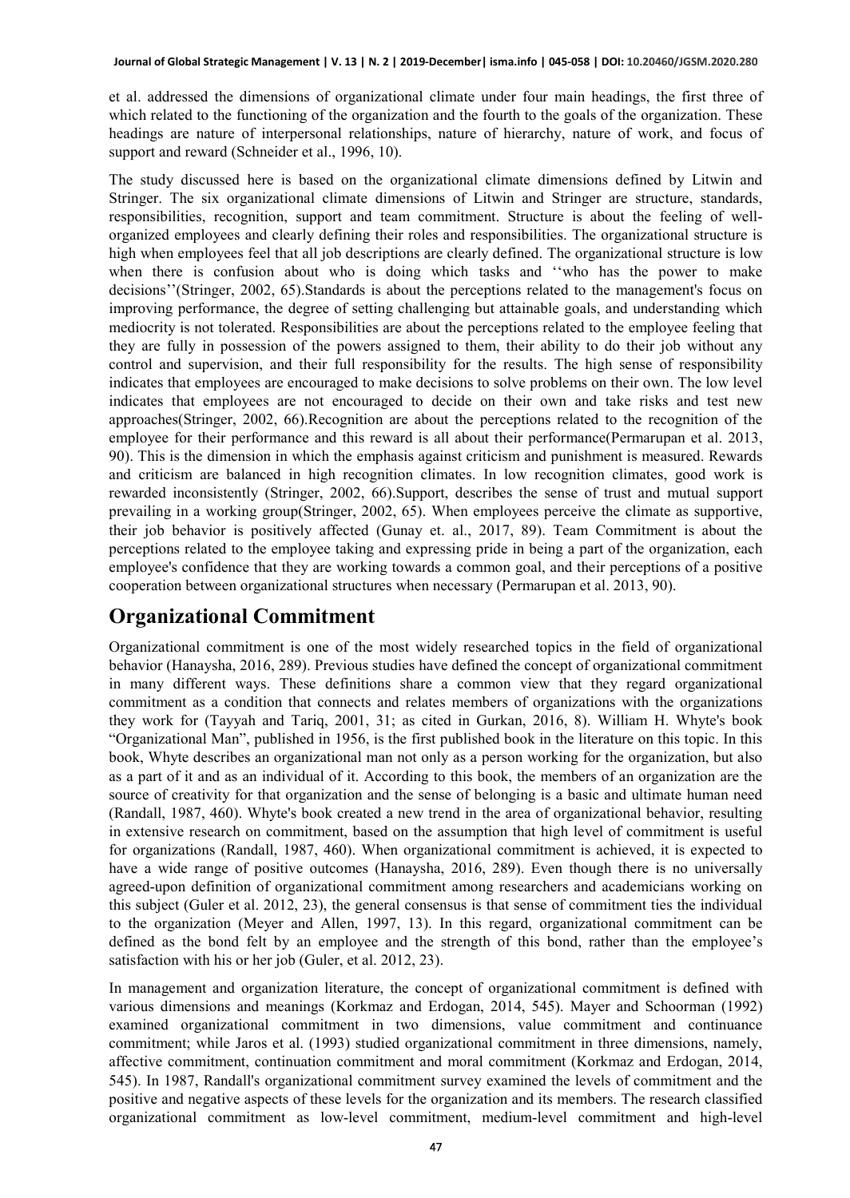et al. addressed the dimensions of organizational climate under four main headings, the first three of which related to the functioning of the organization and the fourth to the goals of the organization. These headings are nature of interpersonal relationships, nature of hierarchy, nature of work, and focus of support and reward (Schneider et al., 1996, 10).

The study discussed here is based on the organizational climate dimensions defined by Litwin and Stringer. The six organizational climate dimensions of Litwin and Stringer are structure, standards, responsibilities, recognition, support and team commitment. Structure is about the feeling of well-organized employees and clearly defining their roles and responsibilities. The organizational structure is high when employees feel that all job descriptions are clearly defined. The organizational structure is low when there is confusion about who is doing which tasks and ''who has the power to make decisions''(Stringer, 2002, 65).Standards is about the perceptions related to the management's focus on improving performance, the degree of setting challenging but attainable goals, and understanding which mediocrity is not tolerated. Responsibilities are about the perceptions related to the employee feeling that they are fully in possession of the powers assigned to them, their ability to do their job without any control and supervision, and their full responsibility for the results. The high sense of responsibility indicates that employees are encouraged to make decisions to solve problems on their own. The low level indicates that employees are not encouraged to decide on their own and take risks and test new approaches(Stringer, 2002, 66).Recognition are about the perceptions related to the recognition of the employee for their performance and this reward is all about their performance(Permarupan et al. 2013, 90). This is the dimension in which the emphasis against criticism and punishment is measured. Rewards and criticism are balanced in high recognition climates. In low recognition climates, good work is rewarded inconsistently (Stringer, 2002, 66).Support, describes the sense of trust and mutual support prevailing in a working group(Stringer, 2002, 65). When employees perceive the climate as supportive, their job behavior is positively affected (Gunay et. al., 2017, 89). Team Commitment is about the perceptions related to the employee taking and expressing pride in being a part of the organization, each employee's confidence that they are working towards a common goal, and their perceptions of a positive cooperation between organizational structures when necessary (Permarupan et al. 2013, 90).

## Organizational Commitment

Organizational commitment is one of the most widely researched topics in the field of organizational behavior (Hanaysha, 2016, 289). Previous studies have defined the concept of organizational commitment in many different ways. These definitions share a common view that they regard organizational commitment as a condition that connects and relates members of organizations with the organizations they work for (Tayyah and Tariq, 2001, 31; as cited in Gurkan, 2016, 8). William H. Whyte's book "Organizational Man", published in 1956, is the first published book in the literature on this topic. In this book, Whyte describes an organizational man not only as a person working for the organization, but also as a part of it and as an individual of it. According to this book, the members of an organization are the source of creativity for that organization and the sense of belonging is a basic and ultimate human need (Randall, 1987, 460). Whyte's book created a new trend in the area of organizational behavior, resulting in extensive research on commitment, based on the assumption that high level of commitment is useful for organizations (Randall, 1987, 460). When organizational commitment is achieved, it is expected to have a wide range of positive outcomes (Hanaysha, 2016, 289). Even though there is no universally agreed-upon definition of organizational commitment among researchers and academicians working on this subject (Guler et al. 2012, 23), the general consensus is that sense of commitment ties the individual to the organization (Meyer and Allen, 1997, 13). In this regard, organizational commitment can be defined as the bond felt by an employee and the strength of this bond, rather than the employee's satisfaction with his or her job (Guler, et al. 2012, 23).

In management and organization literature, the concept of organizational commitment is defined with various dimensions and meanings (Korkmaz and Erdogan, 2014, 545). Mayer and Schoorman (1992) examined organizational commitment in two dimensions, value commitment and continuance commitment; while Jaros et al. (1993) studied organizational commitment in three dimensions, namely, affective commitment, continuation commitment and moral commitment (Korkmaz and Erdogan, 2014, 545). In 1987, Randall's organizational commitment survey examined the levels of commitment and the positive and negative aspects of these levels for the organization and its members. The research classified organizational commitment as low-level commitment, medium-level commitment and high-level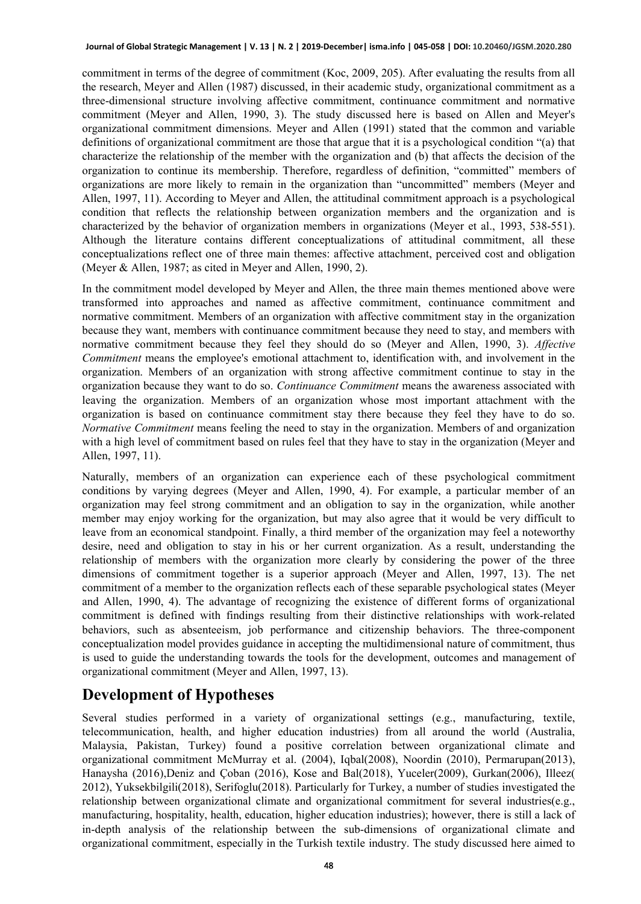commitment in terms of the degree of commitment (Koc, 2009, 205). After evaluating the results from all the research, Meyer and Allen (1987) discussed, in their academic study, organizational commitment as a three-dimensional structure involving affective commitment, continuance commitment and normative commitment (Meyer and Allen, 1990, 3). The study discussed here is based on Allen and Meyer's organizational commitment dimensions. Meyer and Allen (1991) stated that the common and variable definitions of organizational commitment are those that argue that it is a psychological condition "(a) that characterize the relationship of the member with the organization and (b) that affects the decision of the organization to continue its membership. Therefore, regardless of definition, "committed" members of organizations are more likely to remain in the organization than "uncommitted" members (Meyer and Allen, 1997, 11). According to Meyer and Allen, the attitudinal commitment approach is a psychological condition that reflects the relationship between organization members and the organization and is characterized by the behavior of organization members in organizations (Meyer et al., 1993, 538-551). Although the literature contains different conceptualizations of attitudinal commitment, all these conceptualizations reflect one of three main themes: affective attachment, perceived cost and obligation (Meyer & Allen, 1987; as cited in Meyer and Allen, 1990, 2).

In the commitment model developed by Meyer and Allen, the three main themes mentioned above were transformed into approaches and named as affective commitment, continuance commitment and normative commitment. Members of an organization with affective commitment stay in the organization because they want, members with continuance commitment because they need to stay, and members with normative commitment because they feel they should do so (Meyer and Allen, 1990, 3). *Affective Commitment* means the employee's emotional attachment to, identification with, and involvement in the organization. Members of an organization with strong affective commitment continue to stay in the organization because they want to do so. *Continuance Commitment* means the awareness associated with leaving the organization. Members of an organization whose most important attachment with the organization is based on continuance commitment stay there because they feel they have to do so. *Normative Commitment* means feeling the need to stay in the organization. Members of and organization with a high level of commitment based on rules feel that they have to stay in the organization (Meyer and Allen, 1997, 11).

Naturally, members of an organization can experience each of these psychological commitment conditions by varying degrees (Meyer and Allen, 1990, 4). For example, a particular member of an organization may feel strong commitment and an obligation to say in the organization, while another member may enjoy working for the organization, but may also agree that it would be very difficult to leave from an economical standpoint. Finally, a third member of the organization may feel a noteworthy desire, need and obligation to stay in his or her current organization. As a result, understanding the relationship of members with the organization more clearly by considering the power of the three dimensions of commitment together is a superior approach (Meyer and Allen, 1997, 13). The net commitment of a member to the organization reflects each of these separable psychological states (Meyer and Allen, 1990, 4). The advantage of recognizing the existence of different forms of organizational commitment is defined with findings resulting from their distinctive relationships with work-related behaviors, such as absenteeism, job performance and citizenship behaviors. The three-component conceptualization model provides guidance in accepting the multidimensional nature of commitment, thus is used to guide the understanding towards the tools for the development, outcomes and management of organizational commitment (Meyer and Allen, 1997, 13).

## Development of Hypotheses

Several studies performed in a variety of organizational settings (e.g., manufacturing, textile, telecommunication, health, and higher education industries) from all around the world (Australia, Malaysia, Pakistan, Turkey) found a positive correlation between organizational climate and organizational commitment McMurray et al. (2004), Iqbal(2008), Noordin (2010), Permarupan(2013), Hanaysha (2016),Deniz and Çoban (2016), Kose and Bal(2018), Yuceler(2009), Gurkan(2006), Illeez( 2012), Yuksekbilgili(2018), Serifoglu(2018). Particularly for Turkey, a number of studies investigated the relationship between organizational climate and organizational commitment for several industries(e.g., manufacturing, hospitality, health, education, higher education industries); however, there is still a lack of in-depth analysis of the relationship between the sub-dimensions of organizational climate and organizational commitment, especially in the Turkish textile industry. The study discussed here aimed to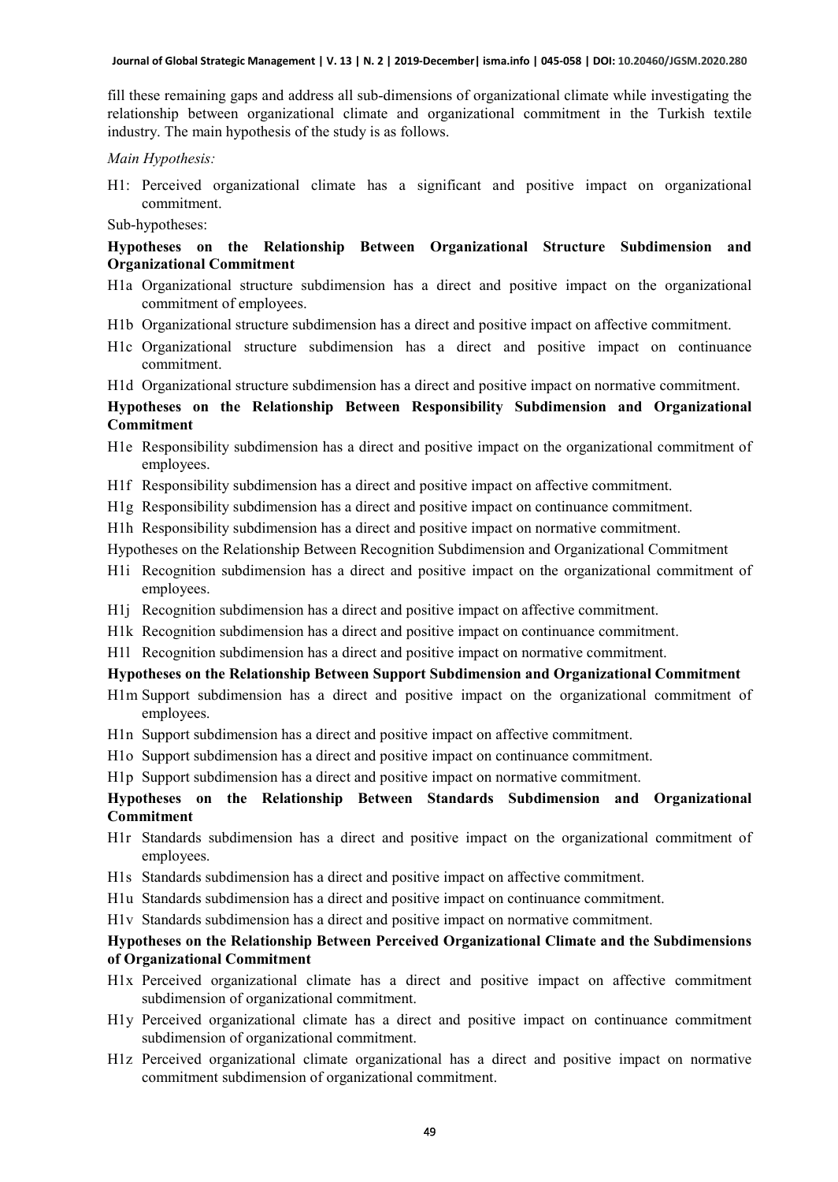fill these remaining gaps and address all sub-dimensions of organizational climate while investigating the relationship between organizational climate and organizational commitment in the Turkish textile industry. The main hypothesis of the study is as follows.

*Main Hypothesis:*

H1: Perceived organizational climate has a significant and positive impact on organizational commitment.

Sub-hypotheses:

**Hypotheses on the Relationship Between Organizational Structure Subdimension and Organizational Commitment**

H1a Organizational structure subdimension has a direct and positive impact on the organizational commitment of employees.

H1b Organizational structure subdimension has a direct and positive impact on affective commitment.

H1c Organizational structure subdimension has a direct and positive impact on continuance commitment.

H1d Organizational structure subdimension has a direct and positive impact on normative commitment.

**Hypotheses on the Relationship Between Responsibility Subdimension and Organizational Commitment**

H1e Responsibility subdimension has a direct and positive impact on the organizational commitment of employees.

H1f Responsibility subdimension has a direct and positive impact on affective commitment.

H1g Responsibility subdimension has a direct and positive impact on continuance commitment.

H1h Responsibility subdimension has a direct and positive impact on normative commitment.

Hypotheses on the Relationship Between Recognition Subdimension and Organizational Commitment

H1i Recognition subdimension has a direct and positive impact on the organizational commitment of employees.

H1j Recognition subdimension has a direct and positive impact on affective commitment.

H1k Recognition subdimension has a direct and positive impact on continuance commitment.

H1l Recognition subdimension has a direct and positive impact on normative commitment.

**Hypotheses on the Relationship Between Support Subdimension and Organizational Commitment**

H1m Support subdimension has a direct and positive impact on the organizational commitment of employees.

H1n Support subdimension has a direct and positive impact on affective commitment.

H1o Support subdimension has a direct and positive impact on continuance commitment.

H1p Support subdimension has a direct and positive impact on normative commitment.

**Hypotheses on the Relationship Between Standards Subdimension and Organizational Commitment**

H1r Standards subdimension has a direct and positive impact on the organizational commitment of employees.

H1s Standards subdimension has a direct and positive impact on affective commitment.

H1u Standards subdimension has a direct and positive impact on continuance commitment.

H1v Standards subdimension has a direct and positive impact on normative commitment.

**Hypotheses on the Relationship Between Perceived Organizational Climate and the Subdimensions of Organizational Commitment**

H1x Perceived organizational climate has a direct and positive impact on affective commitment subdimension of organizational commitment.

H1y Perceived organizational climate has a direct and positive impact on continuance commitment subdimension of organizational commitment.

H1z Perceived organizational climate organizational has a direct and positive impact on normative commitment subdimension of organizational commitment.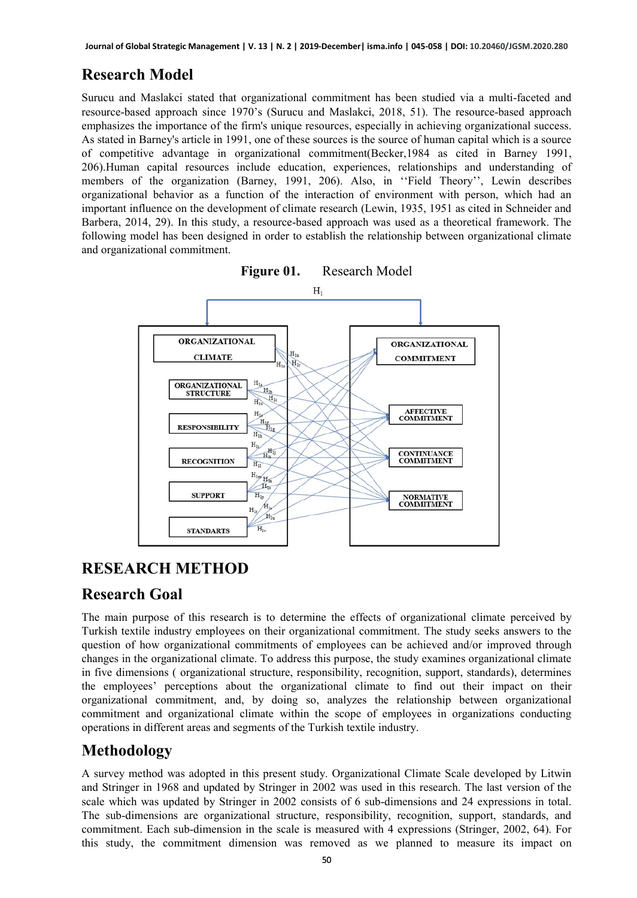## Research Model

Surucu and Maslakci stated that organizational commitment has been studied via a multi-faceted and resource-based approach since 1970's (Surucu and Maslakci, 2018, 51). The resource-based approach emphasizes the importance of the firm's unique resources, especially in achieving organizational success. As stated in Barney's article in 1991, one of these sources is the source of human capital which is a source of competitive advantage in organizational commitment(Becker,1984 as cited in Barney 1991, 206).Human capital resources include education, experiences, relationships and understanding of members of the organization (Barney, 1991, 206). Also, in ''Field Theory'', Lewin describes organizational behavior as a function of the interaction of environment with person, which had an important influence on the development of climate research (Lewin, 1935, 1951 as cited in Schneider and Barbera, 2014, 29). In this study, a resource-based approach was used as a theoretical framework. The following model has been designed in order to establish the relationship between organizational climate and organizational commitment.

**Figure 01.** Research Model

## RESEARCH METHOD

## Research Goal

The main purpose of this research is to determine the effects of organizational climate perceived by Turkish textile industry employees on their organizational commitment. The study seeks answers to the question of how organizational commitments of employees can be achieved and/or improved through changes in the organizational climate. To address this purpose, the study examines organizational climate in five dimensions ( organizational structure, responsibility, recognition, support, standards), determines the employees' perceptions about the organizational climate to find out their impact on their organizational commitment, and, by doing so, analyzes the relationship between organizational commitment and organizational climate within the scope of employees in organizations conducting operations in different areas and segments of the Turkish textile industry.

## Methodology

A survey method was adopted in this present study. Organizational Climate Scale developed by Litwin and Stringer in 1968 and updated by Stringer in 2002 was used in this research. The last version of the scale which was updated by Stringer in 2002 consists of 6 sub-dimensions and 24 expressions in total. The sub-dimensions are organizational structure, responsibility, recognition, support, standards, and commitment. Each sub-dimension in the scale is measured with 4 expressions (Stringer, 2002, 64). For this study, the commitment dimension was removed as we planned to measure its impact on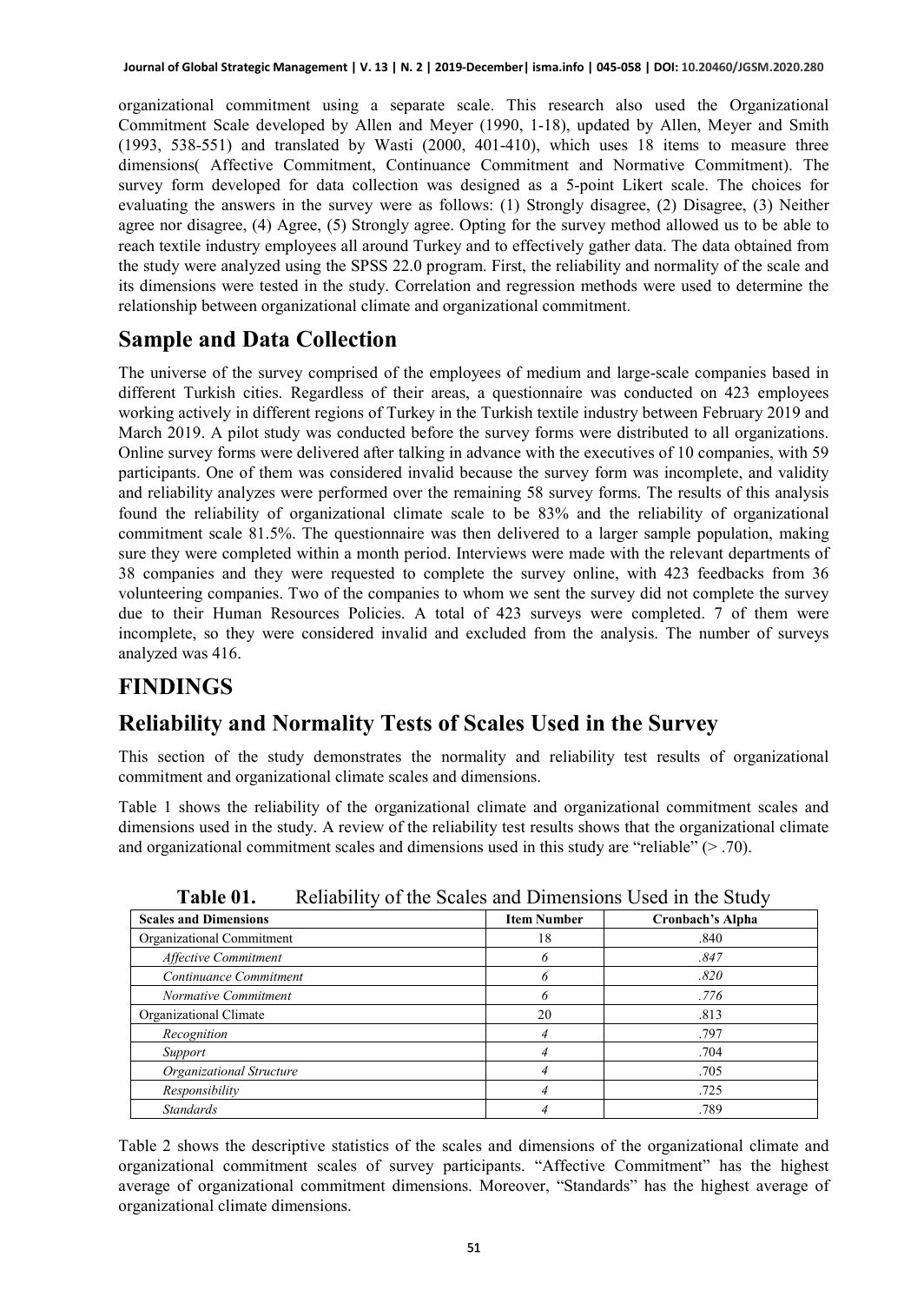organizational commitment using a separate scale. This research also used the Organizational Commitment Scale developed by Allen and Meyer (1990, 1-18), updated by Allen, Meyer and Smith (1993, 538-551) and translated by Wasti (2000, 401-410), which uses 18 items to measure three dimensions( Affective Commitment, Continuance Commitment and Normative Commitment). The survey form developed for data collection was designed as a 5-point Likert scale. The choices for evaluating the answers in the survey were as follows: (1) Strongly disagree, (2) Disagree, (3) Neither agree nor disagree, (4) Agree, (5) Strongly agree. Opting for the survey method allowed us to be able to reach textile industry employees all around Turkey and to effectively gather data. The data obtained from the study were analyzed using the SPSS 22.0 program. First, the reliability and normality of the scale and its dimensions were tested in the study. Correlation and regression methods were used to determine the relationship between organizational climate and organizational commitment.

## Sample and Data Collection

The universe of the survey comprised of the employees of medium and large-scale companies based in different Turkish cities. Regardless of their areas, a questionnaire was conducted on 423 employees working actively in different regions of Turkey in the Turkish textile industry between February 2019 and March 2019. A pilot study was conducted before the survey forms were distributed to all organizations. Online survey forms were delivered after talking in advance with the executives of 10 companies, with 59 participants. One of them was considered invalid because the survey form was incomplete, and validity and reliability analyzes were performed over the remaining 58 survey forms. The results of this analysis found the reliability of organizational climate scale to be 83% and the reliability of organizational commitment scale 81.5%. The questionnaire was then delivered to a larger sample population, making sure they were completed within a month period. Interviews were made with the relevant departments of 38 companies and they were requested to complete the survey online, with 423 feedbacks from 36 volunteering companies. Two of the companies to whom we sent the survey did not complete the survey due to their Human Resources Policies. A total of 423 surveys were completed. 7 of them were incomplete, so they were considered invalid and excluded from the analysis. The number of surveys analyzed was 416.

# FINDINGS

## Reliability and Normality Tests of Scales Used in the Survey

This section of the study demonstrates the normality and reliability test results of organizational commitment and organizational climate scales and dimensions.

Table 1 shows the reliability of the organizational climate and organizational commitment scales and dimensions used in the study. A review of the reliability test results shows that the organizational climate and organizational commitment scales and dimensions used in this study are "reliable" (> .70).

**Table 01.** Reliability of the Scales and Dimensions Used in the Study

| Scales and Dimensions | Item Number | Cronbach's Alpha |
|---|---|---|
| Organizational Commitment | 18 | .840 |
| *Affective Commitment* | *6* | *.847* |
| *Continuance Commitment* | *6* | *.820* |
| *Normative Commitment* | *6* | *.776* |
| Organizational Climate | 20 | .813 |
| *Recognition* | *4* | .797 |
| *Support* | *4* | .704 |
| *Organizational Structure* | *4* | .705 |
| *Responsibility* | *4* | .725 |
| *Standards* | *4* | .789 |

Table 2 shows the descriptive statistics of the scales and dimensions of the organizational climate and organizational commitment scales of survey participants. "Affective Commitment" has the highest average of organizational commitment dimensions. Moreover, "Standards" has the highest average of organizational climate dimensions.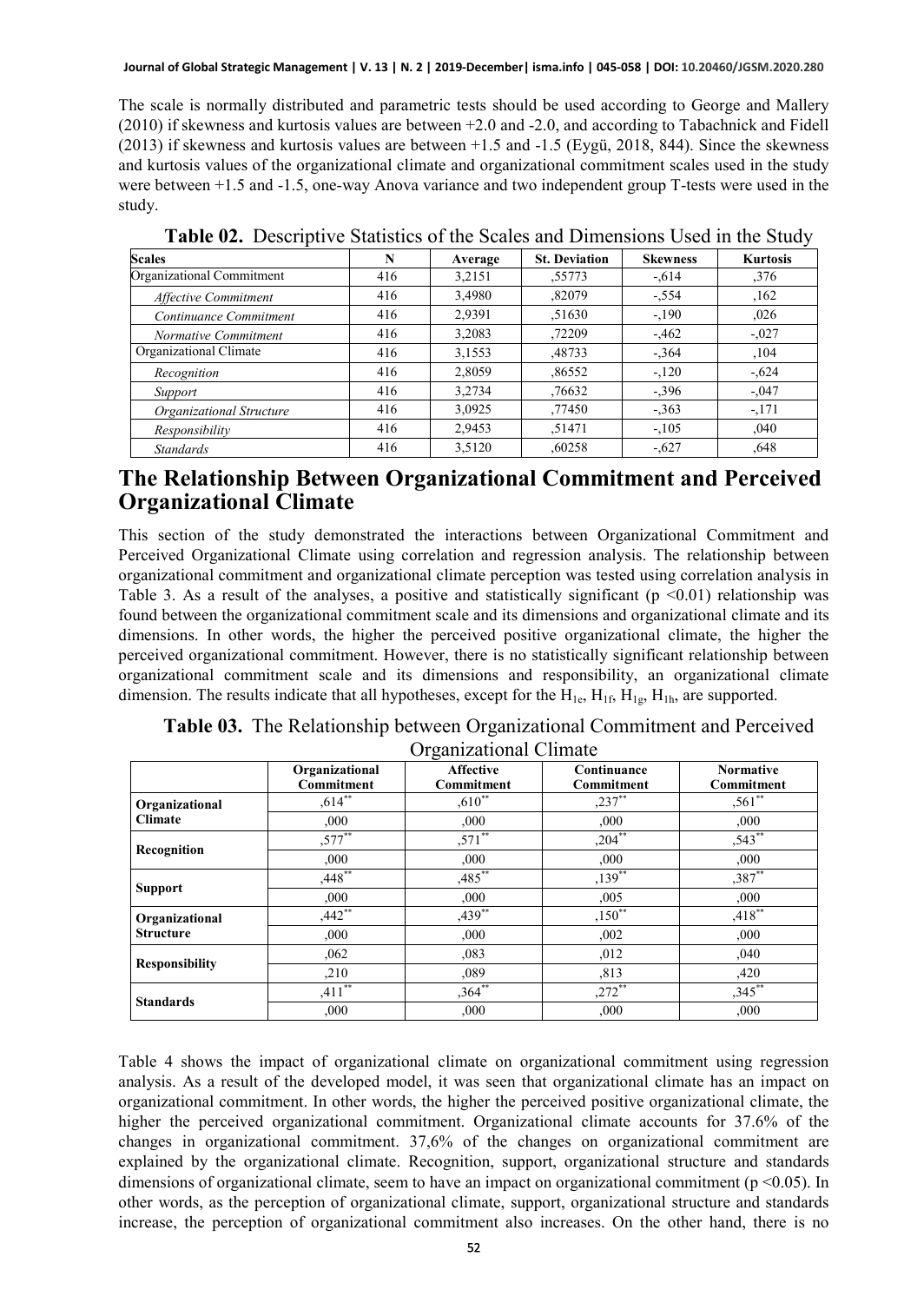The scale is normally distributed and parametric tests should be used according to George and Mallery (2010) if skewness and kurtosis values are between +2.0 and -2.0, and according to Tabachnick and Fidell (2013) if skewness and kurtosis values are between +1.5 and -1.5 (Eygü, 2018, 844). Since the skewness and kurtosis values of the organizational climate and organizational commitment scales used in the study were between +1.5 and -1.5, one-way Anova variance and two independent group T-tests were used in the study.

**Table 02.** Descriptive Statistics of the Scales and Dimensions Used in the Study

| Scales | N | Average | St. Deviation | Skewness | Kurtosis |
|---|---|---|---|---|---|
| Organizational Commitment | 416 | 3,2151 | ,55773 | -,614 | ,376 |
| *Affective Commitment* | 416 | 3,4980 | ,82079 | -,554 | ,162 |
| *Continuance Commitment* | 416 | 2,9391 | ,51630 | -,190 | ,026 |
| *Normative Commitment* | 416 | 3,2083 | ,72209 | -,462 | -,027 |
| Organizational Climate | 416 | 3,1553 | ,48733 | -,364 | ,104 |
| *Recognition* | 416 | 2,8059 | ,86552 | -,120 | -,624 |
| *Support* | 416 | 3,2734 | ,76632 | -,396 | -,047 |
| *Organizational Structure* | 416 | 3,0925 | ,77450 | -,363 | -,171 |
| *Responsibility* | 416 | 2,9453 | ,51471 | -,105 | ,040 |
| *Standards* | 416 | 3,5120 | ,60258 | -,627 | ,648 |

# The Relationship Between Organizational Commitment and Perceived Organizational Climate

This section of the study demonstrated the interactions between Organizational Commitment and Perceived Organizational Climate using correlation and regression analysis. The relationship between organizational commitment and organizational climate perception was tested using correlation analysis in Table 3. As a result of the analyses, a positive and statistically significant ($p < 0.01$) relationship was found between the organizational commitment scale and its dimensions and organizational climate and its dimensions. In other words, the higher the perceived positive organizational climate, the higher the perceived organizational commitment. However, there is no statistically significant relationship between organizational commitment scale and its dimensions and responsibility, an organizational climate dimension. The results indicate that all hypotheses, except for the $H_{1e}$, $H_{1f}$, $H_{1g}$, $H_{1h}$, are supported.

**Table 03.** The Relationship between Organizational Commitment and Perceived Organizational Climate

| | Organizational Commitment | Affective Commitment | Continuance Commitment | Normative Commitment |
|---|---|---|---|---|
| **Organizational Climate** | ,614** | ,610** | ,237** | ,561** |
| | ,000 | ,000 | ,000 | ,000 |
| **Recognition** | ,577** | ,571** | ,204** | ,543** |
| | ,000 | ,000 | ,000 | ,000 |
| **Support** | ,448** | ,485** | ,139** | ,387** |
| | ,000 | ,000 | ,005 | ,000 |
| **Organizational Structure** | ,442** | ,439** | ,150** | ,418** |
| | ,000 | ,000 | ,002 | ,000 |
| **Responsibility** | ,062 | ,083 | ,012 | ,040 |
| | ,210 | ,089 | ,813 | ,420 |
| **Standards** | ,411** | ,364** | ,272** | ,345** |
| | ,000 | ,000 | ,000 | ,000 |

Table 4 shows the impact of organizational climate on organizational commitment using regression analysis. As a result of the developed model, it was seen that organizational climate has an impact on organizational commitment. In other words, the higher the perceived positive organizational climate, the higher the perceived organizational commitment. Organizational climate accounts for 37.6% of the changes in organizational commitment. 37,6% of the changes on organizational commitment are explained by the organizational climate. Recognition, support, organizational structure and standards dimensions of organizational climate, seem to have an impact on organizational commitment ($p < 0.05$). In other words, as the perception of organizational climate, support, organizational structure and standards increase, the perception of organizational commitment also increases. On the other hand, there is no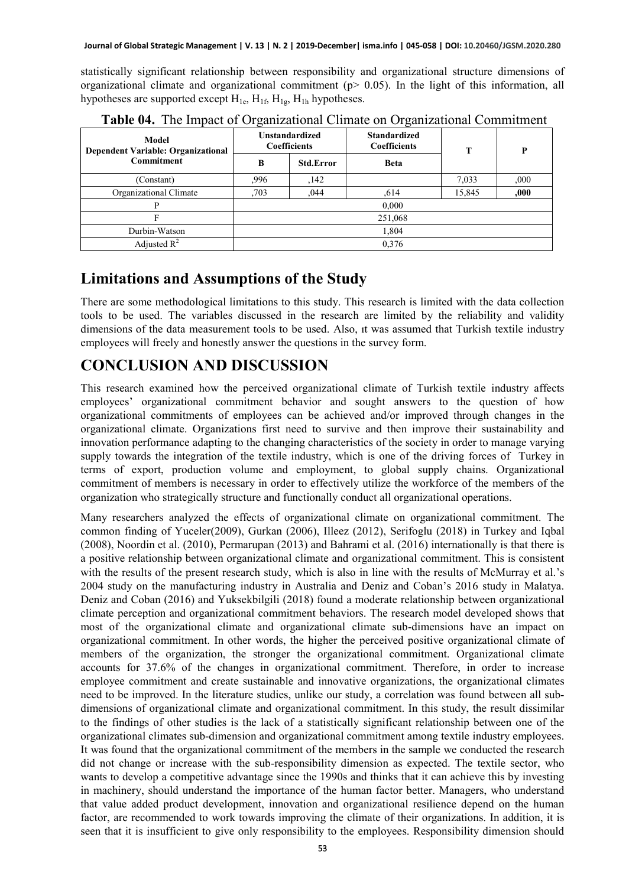statistically significant relationship between responsibility and organizational structure dimensions of organizational climate and organizational commitment ($p > 0.05$). In the light of this information, all hypotheses are supported except $H_{1e}$, $H_{1f}$, $H_{1g}$, $H_{1h}$ hypotheses.

**Table 04.** The Impact of Organizational Climate on Organizational Commitment

| Model<br>Dependent Variable: Organizational Commitment | Unstandardized Coefficients | | Standardized Coefficients | T | P |
|---|---|---|---|---|---|
| | B | Std.Error | Beta | | |
| (Constant) | ,996 | ,142 | | 7,033 | ,000 |
| Organizational Climate | ,703 | ,044 | ,614 | 15,845 | **,000** |
| P | 0,000 | | | | |
| F | 251,068 | | | | |
| Durbin-Watson | 1,804 | | | | |
| Adjusted $R^2$ | 0,376 | | | | |

## Limitations and Assumptions of the Study

There are some methodological limitations to this study. This research is limited with the data collection tools to be used. The variables discussed in the research are limited by the reliability and validity dimensions of the data measurement tools to be used. Also, ıt was assumed that Turkish textile industry employees will freely and honestly answer the questions in the survey form.

## CONCLUSION AND DISCUSSION

This research examined how the perceived organizational climate of Turkish textile industry affects employees' organizational commitment behavior and sought answers to the question of how organizational commitments of employees can be achieved and/or improved through changes in the organizational climate. Organizations first need to survive and then improve their sustainability and innovation performance adapting to the changing characteristics of the society in order to manage varying supply towards the integration of the textile industry, which is one of the driving forces of Turkey in terms of export, production volume and employment, to global supply chains. Organizational commitment of members is necessary in order to effectively utilize the workforce of the members of the organization who strategically structure and functionally conduct all organizational operations.

Many researchers analyzed the effects of organizational climate on organizational commitment. The common finding of Yuceler(2009), Gurkan (2006), Illeez (2012), Serifoglu (2018) in Turkey and Iqbal (2008), Noordin et al. (2010), Permarupan (2013) and Bahrami et al. (2016) internationally is that there is a positive relationship between organizational climate and organizational commitment. This is consistent with the results of the present research study, which is also in line with the results of McMurray et al.'s 2004 study on the manufacturing industry in Australia and Deniz and Coban's 2016 study in Malatya. Deniz and Coban (2016) and Yuksekbilgili (2018) found a moderate relationship between organizational climate perception and organizational commitment behaviors. The research model developed shows that most of the organizational climate and organizational climate sub-dimensions have an impact on organizational commitment. In other words, the higher the perceived positive organizational climate of members of the organization, the stronger the organizational commitment. Organizational climate accounts for 37.6% of the changes in organizational commitment. Therefore, in order to increase employee commitment and create sustainable and innovative organizations, the organizational climates need to be improved. In the literature studies, unlike our study, a correlation was found between all sub-dimensions of organizational climate and organizational commitment. In this study, the result dissimilar to the findings of other studies is the lack of a statistically significant relationship between one of the organizational climates sub-dimension and organizational commitment among textile industry employees. It was found that the organizational commitment of the members in the sample we conducted the research did not change or increase with the sub-responsibility dimension as expected. The textile sector, who wants to develop a competitive advantage since the 1990s and thinks that it can achieve this by investing in machinery, should understand the importance of the human factor better. Managers, who understand that value added product development, innovation and organizational resilience depend on the human factor, are recommended to work towards improving the climate of their organizations. In addition, it is seen that it is insufficient to give only responsibility to the employees. Responsibility dimension should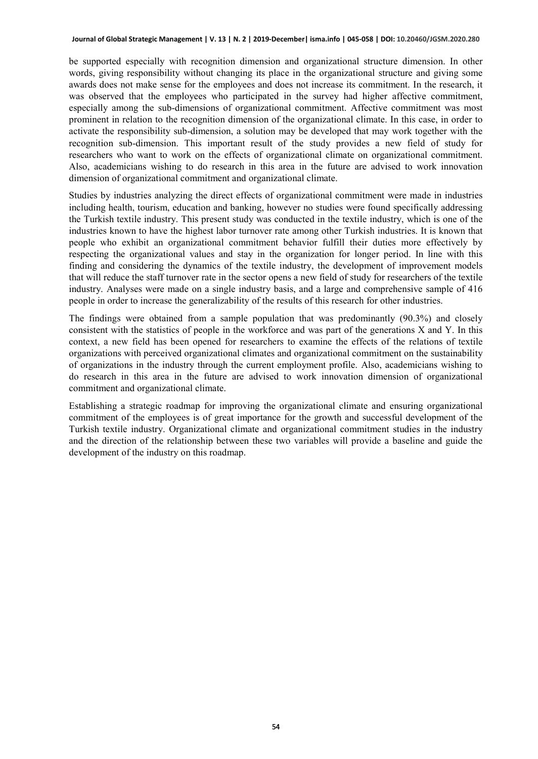be supported especially with recognition dimension and organizational structure dimension. In other words, giving responsibility without changing its place in the organizational structure and giving some awards does not make sense for the employees and does not increase its commitment. In the research, it was observed that the employees who participated in the survey had higher affective commitment, especially among the sub-dimensions of organizational commitment. Affective commitment was most prominent in relation to the recognition dimension of the organizational climate. In this case, in order to activate the responsibility sub-dimension, a solution may be developed that may work together with the recognition sub-dimension. This important result of the study provides a new field of study for researchers who want to work on the effects of organizational climate on organizational commitment. Also, academicians wishing to do research in this area in the future are advised to work innovation dimension of organizational commitment and organizational climate.

Studies by industries analyzing the direct effects of organizational commitment were made in industries including health, tourism, education and banking, however no studies were found specifically addressing the Turkish textile industry. This present study was conducted in the textile industry, which is one of the industries known to have the highest labor turnover rate among other Turkish industries. It is known that people who exhibit an organizational commitment behavior fulfill their duties more effectively by respecting the organizational values and stay in the organization for longer period. In line with this finding and considering the dynamics of the textile industry, the development of improvement models that will reduce the staff turnover rate in the sector opens a new field of study for researchers of the textile industry. Analyses were made on a single industry basis, and a large and comprehensive sample of 416 people in order to increase the generalizability of the results of this research for other industries.

The findings were obtained from a sample population that was predominantly (90.3%) and closely consistent with the statistics of people in the workforce and was part of the generations X and Y. In this context, a new field has been opened for researchers to examine the effects of the relations of textile organizations with perceived organizational climates and organizational commitment on the sustainability of organizations in the industry through the current employment profile. Also, academicians wishing to do research in this area in the future are advised to work innovation dimension of organizational commitment and organizational climate.

Establishing a strategic roadmap for improving the organizational climate and ensuring organizational commitment of the employees is of great importance for the growth and successful development of the Turkish textile industry. Organizational climate and organizational commitment studies in the industry and the direction of the relationship between these two variables will provide a baseline and guide the development of the industry on this roadmap.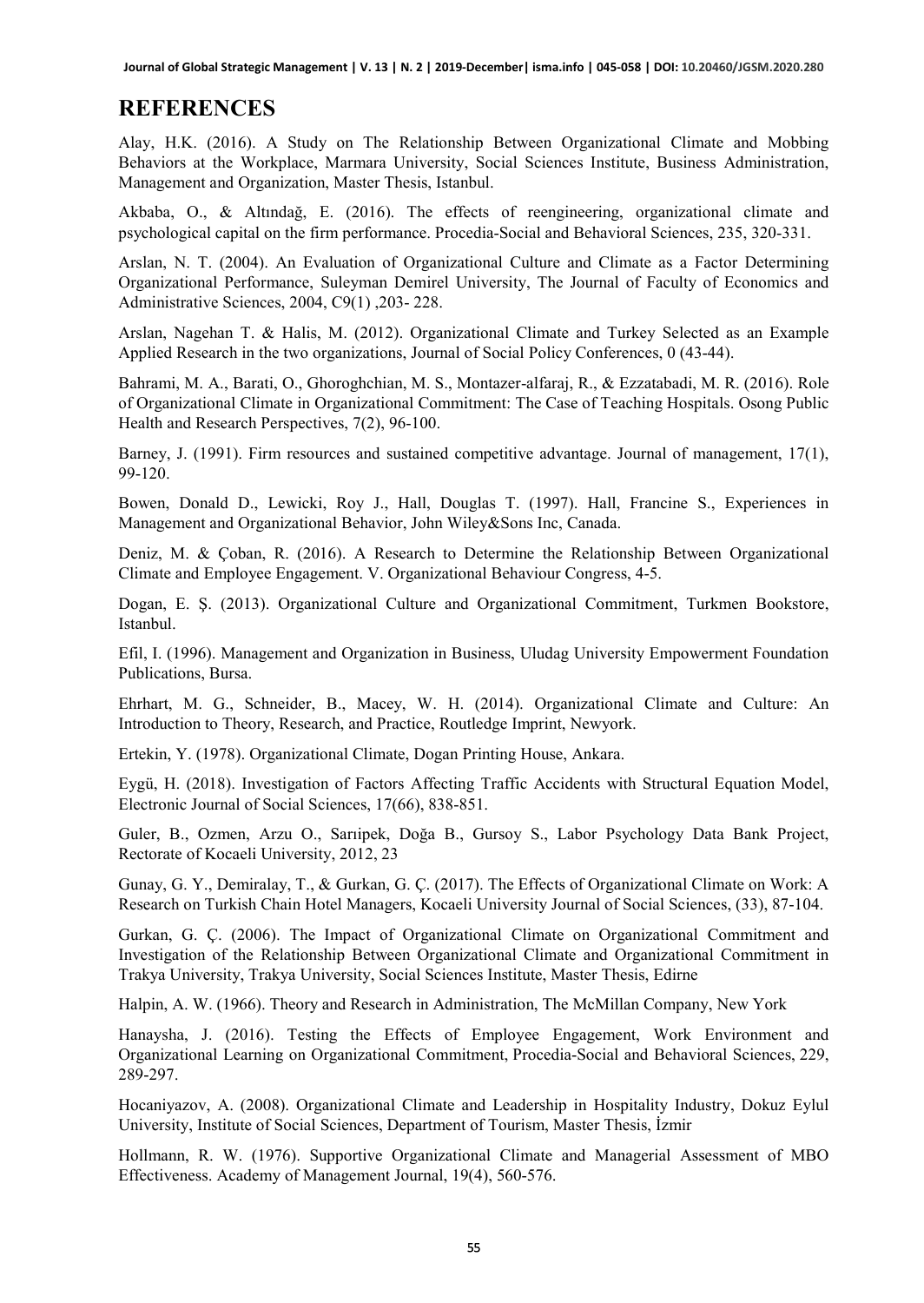# REFERENCES

Alay, H.K. (2016). A Study on The Relationship Between Organizational Climate and Mobbing Behaviors at the Workplace, Marmara University, Social Sciences Institute, Business Administration, Management and Organization, Master Thesis, Istanbul.

Akbaba, O., & Altındağ, E. (2016). The effects of reengineering, organizational climate and psychological capital on the firm performance. Procedia-Social and Behavioral Sciences, 235, 320-331.

Arslan, N. T. (2004). An Evaluation of Organizational Culture and Climate as a Factor Determining Organizational Performance, Suleyman Demirel University, The Journal of Faculty of Economics and Administrative Sciences, 2004, C9(1) ,203- 228.

Arslan, Nagehan T. & Halis, M. (2012). Organizational Climate and Turkey Selected as an Example Applied Research in the two organizations, Journal of Social Policy Conferences, 0 (43-44).

Bahrami, M. A., Barati, O., Ghoroghchian, M. S., Montazer-alfaraj, R., & Ezzatabadi, M. R. (2016). Role of Organizational Climate in Organizational Commitment: The Case of Teaching Hospitals. Osong Public Health and Research Perspectives, 7(2), 96-100.

Barney, J. (1991). Firm resources and sustained competitive advantage. Journal of management, 17(1), 99-120.

Bowen, Donald D., Lewicki, Roy J., Hall, Douglas T. (1997). Hall, Francine S., Experiences in Management and Organizational Behavior, John Wiley&Sons Inc, Canada.

Deniz, M. & Çoban, R. (2016). A Research to Determine the Relationship Between Organizational Climate and Employee Engagement. V. Organizational Behaviour Congress, 4-5.

Dogan, E. Ş. (2013). Organizational Culture and Organizational Commitment, Turkmen Bookstore, Istanbul.

Efil, I. (1996). Management and Organization in Business, Uludag University Empowerment Foundation Publications, Bursa.

Ehrhart, M. G., Schneider, B., Macey, W. H. (2014). Organizational Climate and Culture: An Introduction to Theory, Research, and Practice, Routledge Imprint, Newyork.

Ertekin, Y. (1978). Organizational Climate, Dogan Printing House, Ankara.

Eygü, H. (2018). Investigation of Factors Affecting Traffic Accidents with Structural Equation Model, Electronic Journal of Social Sciences, 17(66), 838-851.

Guler, B., Ozmen, Arzu O., Sarıipek, Doğa B., Gursoy S., Labor Psychology Data Bank Project, Rectorate of Kocaeli University, 2012, 23

Gunay, G. Y., Demiralay, T., & Gurkan, G. Ç. (2017). The Effects of Organizational Climate on Work: A Research on Turkish Chain Hotel Managers, Kocaeli University Journal of Social Sciences, (33), 87-104.

Gurkan, G. Ç. (2006). The Impact of Organizational Climate on Organizational Commitment and Investigation of the Relationship Between Organizational Climate and Organizational Commitment in Trakya University, Trakya University, Social Sciences Institute, Master Thesis, Edirne

Halpin, A. W. (1966). Theory and Research in Administration, The McMillan Company, New York

Hanaysha, J. (2016). Testing the Effects of Employee Engagement, Work Environment and Organizational Learning on Organizational Commitment, Procedia-Social and Behavioral Sciences, 229, 289-297.

Hocaniyazov, A. (2008). Organizational Climate and Leadership in Hospitality Industry, Dokuz Eylul University, Institute of Social Sciences, Department of Tourism, Master Thesis, İzmir

Hollmann, R. W. (1976). Supportive Organizational Climate and Managerial Assessment of MBO Effectiveness. Academy of Management Journal, 19(4), 560-576.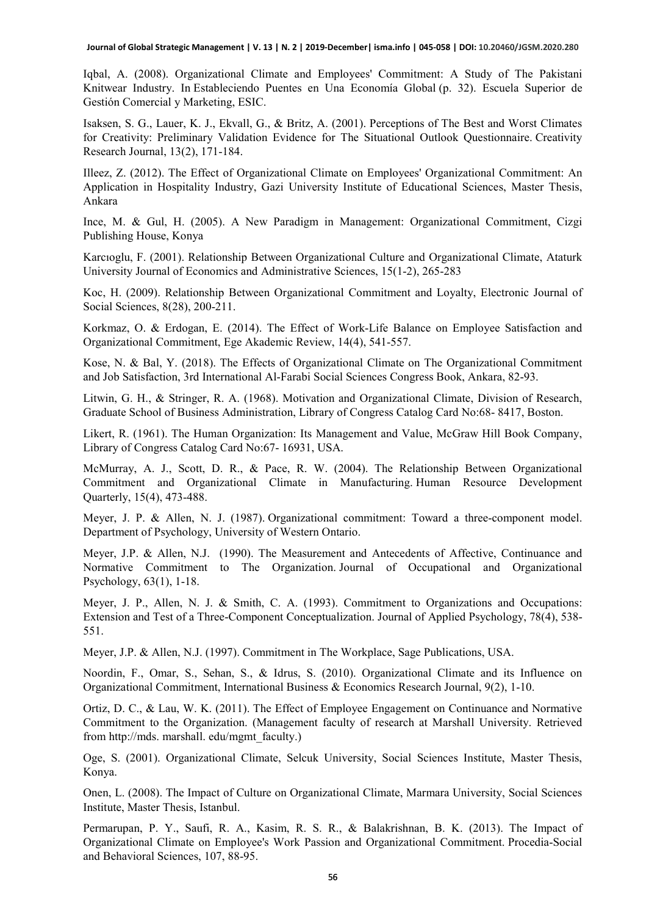Iqbal, A. (2008). Organizational Climate and Employees' Commitment: A Study of The Pakistani Knitwear Industry. In Estableciendo Puentes en Una Economía Global (p. 32). Escuela Superior de Gestión Comercial y Marketing, ESIC.

Isaksen, S. G., Lauer, K. J., Ekvall, G., & Britz, A. (2001). Perceptions of The Best and Worst Climates for Creativity: Preliminary Validation Evidence for The Situational Outlook Questionnaire. Creativity Research Journal, 13(2), 171-184.

Illeez, Z. (2012). The Effect of Organizational Climate on Employees' Organizational Commitment: An Application in Hospitality Industry, Gazi University Institute of Educational Sciences, Master Thesis, Ankara

Ince, M. & Gul, H. (2005). A New Paradigm in Management: Organizational Commitment, Cizgi Publishing House, Konya

Karcıoglu, F. (2001). Relationship Between Organizational Culture and Organizational Climate, Ataturk University Journal of Economics and Administrative Sciences, 15(1-2), 265-283

Koc, H. (2009). Relationship Between Organizational Commitment and Loyalty, Electronic Journal of Social Sciences, 8(28), 200-211.

Korkmaz, O. & Erdogan, E. (2014). The Effect of Work-Life Balance on Employee Satisfaction and Organizational Commitment, Ege Akademic Review, 14(4), 541-557.

Kose, N. & Bal, Y. (2018). The Effects of Organizational Climate on The Organizational Commitment and Job Satisfaction, 3rd International Al-Farabi Social Sciences Congress Book, Ankara, 82-93.

Litwin, G. H., & Stringer, R. A. (1968). Motivation and Organizational Climate, Division of Research, Graduate School of Business Administration, Library of Congress Catalog Card No:68- 8417, Boston.

Likert, R. (1961). The Human Organization: Its Management and Value, McGraw Hill Book Company, Library of Congress Catalog Card No:67- 16931, USA.

McMurray, A. J., Scott, D. R., & Pace, R. W. (2004). The Relationship Between Organizational Commitment and Organizational Climate in Manufacturing. Human Resource Development Quarterly, 15(4), 473-488.

Meyer, J. P. & Allen, N. J. (1987). Organizational commitment: Toward a three-component model. Department of Psychology, University of Western Ontario.

Meyer, J.P. & Allen, N.J. (1990). The Measurement and Antecedents of Affective, Continuance and Normative Commitment to The Organization. Journal of Occupational and Organizational Psychology, 63(1), 1-18.

Meyer, J. P., Allen, N. J. & Smith, C. A. (1993). Commitment to Organizations and Occupations: Extension and Test of a Three-Component Conceptualization. Journal of Applied Psychology, 78(4), 538-551.

Meyer, J.P. & Allen, N.J. (1997). Commitment in The Workplace, Sage Publications, USA.

Noordin, F., Omar, S., Sehan, S., & Idrus, S. (2010). Organizational Climate and its Influence on Organizational Commitment, International Business & Economics Research Journal, 9(2), 1-10.

Ortiz, D. C., & Lau, W. K. (2011). The Effect of Employee Engagement on Continuance and Normative Commitment to the Organization. (Management faculty of research at Marshall University. Retrieved from http://mds. marshall. edu/mgmt_faculty.)

Oge, S. (2001). Organizational Climate, Selcuk University, Social Sciences Institute, Master Thesis, Konya.

Onen, L. (2008). The Impact of Culture on Organizational Climate, Marmara University, Social Sciences Institute, Master Thesis, Istanbul.

Permarupan, P. Y., Saufi, R. A., Kasim, R. S. R., & Balakrishnan, B. K. (2013). The Impact of Organizational Climate on Employee's Work Passion and Organizational Commitment. Procedia-Social and Behavioral Sciences, 107, 88-95.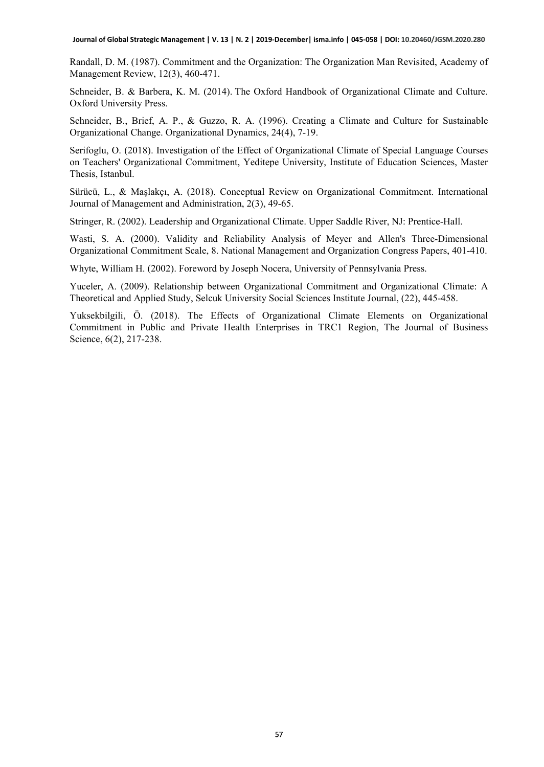Randall, D. M. (1987). Commitment and the Organization: The Organization Man Revisited, Academy of Management Review, 12(3), 460-471.

Schneider, B. & Barbera, K. M. (2014). The Oxford Handbook of Organizational Climate and Culture. Oxford University Press.

Schneider, B., Brief, A. P., & Guzzo, R. A. (1996). Creating a Climate and Culture for Sustainable Organizational Change. Organizational Dynamics, 24(4), 7-19.

Serifoglu, O. (2018). Investigation of the Effect of Organizational Climate of Special Language Courses on Teachers' Organizational Commitment, Yeditepe University, Institute of Education Sciences, Master Thesis, Istanbul.

Sürücü, L., & Maşlakçı, A. (2018). Conceptual Review on Organizational Commitment. International Journal of Management and Administration, 2(3), 49-65.

Stringer, R. (2002). Leadership and Organizational Climate. Upper Saddle River, NJ: Prentice-Hall.

Wasti, S. A. (2000). Validity and Reliability Analysis of Meyer and Allen's Three-Dimensional Organizational Commitment Scale, 8. National Management and Organization Congress Papers, 401-410.

Whyte, William H. (2002). Foreword by Joseph Nocera, University of Pennsylvania Press.

Yuceler, A. (2009). Relationship between Organizational Commitment and Organizational Climate: A Theoretical and Applied Study, Selcuk University Social Sciences Institute Journal, (22), 445-458.

Yuksekbilgili, Ö. (2018). The Effects of Organizational Climate Elements on Organizational Commitment in Public and Private Health Enterprises in TRC1 Region, The Journal of Business Science, 6(2), 217-238.